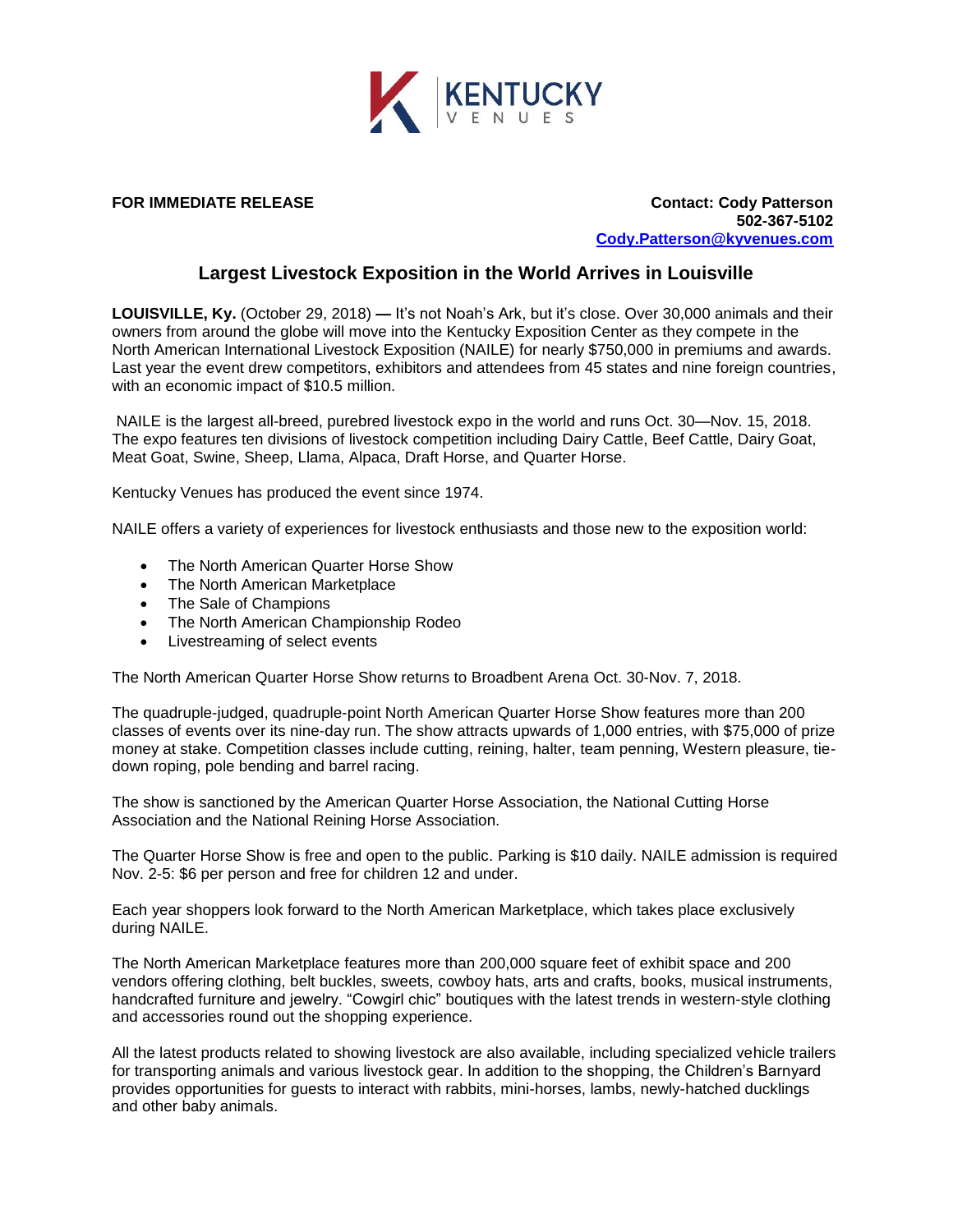KENTUCKY VENUES

**FOR IMMEDIATE RELEASE**

**Contact: Cody Patterson**
**502-367-5102**
**Cody.Patterson@kyvenues.com**

## Largest Livestock Exposition in the World Arrives in Louisville

**LOUISVILLE, Ky.** (October 29, 2018) **—** It's not Noah's Ark, but it's close. Over 30,000 animals and their owners from around the globe will move into the Kentucky Exposition Center as they compete in the North American International Livestock Exposition (NAILE) for nearly $750,000 in premiums and awards. Last year the event drew competitors, exhibitors and attendees from 45 states and nine foreign countries, with an economic impact of $10.5 million.

NAILE is the largest all-breed, purebred livestock expo in the world and runs Oct. 30—Nov. 15, 2018. The expo features ten divisions of livestock competition including Dairy Cattle, Beef Cattle, Dairy Goat, Meat Goat, Swine, Sheep, Llama, Alpaca, Draft Horse, and Quarter Horse.

Kentucky Venues has produced the event since 1974.

NAILE offers a variety of experiences for livestock enthusiasts and those new to the exposition world:

- The North American Quarter Horse Show
- The North American Marketplace
- The Sale of Champions
- The North American Championship Rodeo
- Livestreaming of select events

The North American Quarter Horse Show returns to Broadbent Arena Oct. 30-Nov. 7, 2018.

The quadruple-judged, quadruple-point North American Quarter Horse Show features more than 200 classes of events over its nine-day run. The show attracts upwards of 1,000 entries, with $75,000 of prize money at stake. Competition classes include cutting, reining, halter, team penning, Western pleasure, tie-down roping, pole bending and barrel racing.

The show is sanctioned by the American Quarter Horse Association, the National Cutting Horse Association and the National Reining Horse Association.

The Quarter Horse Show is free and open to the public. Parking is $10 daily. NAILE admission is required Nov. 2-5: $6 per person and free for children 12 and under.

Each year shoppers look forward to the North American Marketplace, which takes place exclusively during NAILE.

The North American Marketplace features more than 200,000 square feet of exhibit space and 200 vendors offering clothing, belt buckles, sweets, cowboy hats, arts and crafts, books, musical instruments, handcrafted furniture and jewelry. "Cowgirl chic" boutiques with the latest trends in western-style clothing and accessories round out the shopping experience.

All the latest products related to showing livestock are also available, including specialized vehicle trailers for transporting animals and various livestock gear. In addition to the shopping, the Children's Barnyard provides opportunities for guests to interact with rabbits, mini-horses, lambs, newly-hatched ducklings and other baby animals.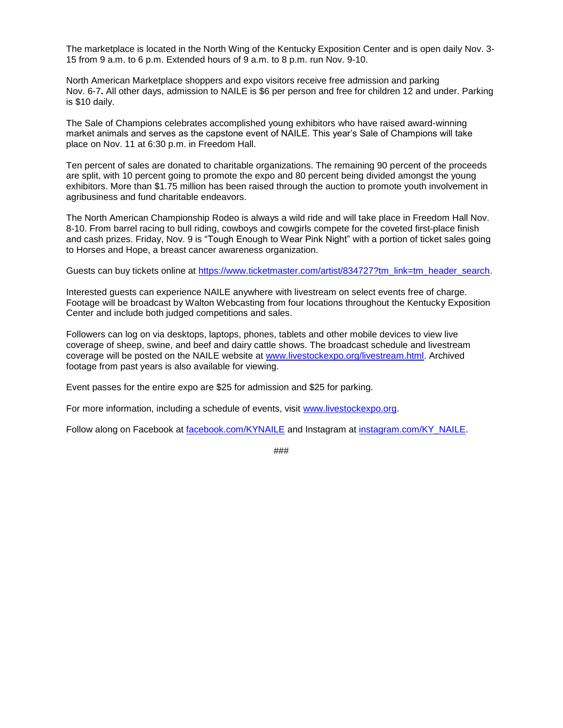The marketplace is located in the North Wing of the Kentucky Exposition Center and is open daily Nov. 3-15 from 9 a.m. to 6 p.m. Extended hours of 9 a.m. to 8 p.m. run Nov. 9-10.

North American Marketplace shoppers and expo visitors receive free admission and parking Nov. 6-7**.** All other days, admission to NAILE is $6 per person and free for children 12 and under. Parking is $10 daily.

The Sale of Champions celebrates accomplished young exhibitors who have raised award-winning market animals and serves as the capstone event of NAILE. This year's Sale of Champions will take place on Nov. 11 at 6:30 p.m. in Freedom Hall.

Ten percent of sales are donated to charitable organizations. The remaining 90 percent of the proceeds are split, with 10 percent going to promote the expo and 80 percent being divided amongst the young exhibitors. More than $1.75 million has been raised through the auction to promote youth involvement in agribusiness and fund charitable endeavors.

The North American Championship Rodeo is always a wild ride and will take place in Freedom Hall Nov. 8-10. From barrel racing to bull riding, cowboys and cowgirls compete for the coveted first-place finish and cash prizes. Friday, Nov. 9 is "Tough Enough to Wear Pink Night" with a portion of ticket sales going to Horses and Hope, a breast cancer awareness organization.

Guests can buy tickets online at [https://www.ticketmaster.com/artist/834727?tm_link=tm_header_search](https://www.ticketmaster.com/artist/834727?tm_link=tm_header_search).

Interested guests can experience NAILE anywhere with livestream on select events free of charge. Footage will be broadcast by Walton Webcasting from four locations throughout the Kentucky Exposition Center and include both judged competitions and sales.

Followers can log on via desktops, laptops, phones, tablets and other mobile devices to view live coverage of sheep, swine, and beef and dairy cattle shows. The broadcast schedule and livestream coverage will be posted on the NAILE website at [www.livestockexpo.org/livestream.html](www.livestockexpo.org/livestream.html). Archived footage from past years is also available for viewing.

Event passes for the entire expo are $25 for admission and $25 for parking.

For more information, including a schedule of events, visit [www.livestockexpo.org](www.livestockexpo.org).

Follow along on Facebook at [facebook.com/KYNAILE](facebook.com/KYNAILE) and Instagram at [instagram.com/KY_NAILE](instagram.com/KY_NAILE).

###